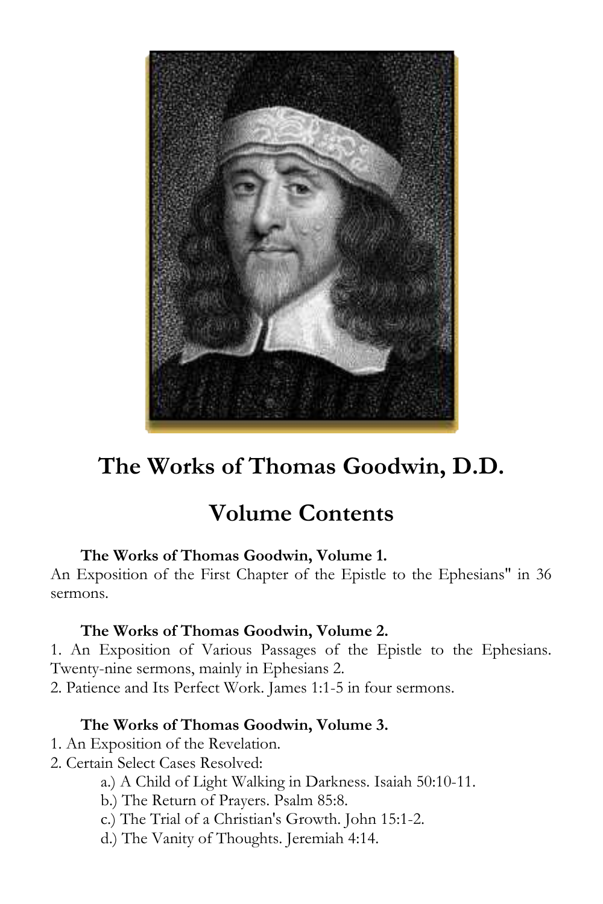# The Works of Thomas Goodwin, D.D.

## Volume Contents

**The Works of Thomas Goodwin, Volume 1.**
An Exposition of the First Chapter of the Epistle to the Ephesians" in 36 sermons.

**The Works of Thomas Goodwin, Volume 2.**
1. An Exposition of Various Passages of the Epistle to the Ephesians. Twenty-nine sermons, mainly in Ephesians 2.
2. Patience and Its Perfect Work. James 1:1-5 in four sermons.

**The Works of Thomas Goodwin, Volume 3.**
1. An Exposition of the Revelation.
2. Certain Select Cases Resolved:
    a.) A Child of Light Walking in Darkness. Isaiah 50:10-11.
    b.) The Return of Prayers. Psalm 85:8.
    c.) The Trial of a Christian's Growth. John 15:1-2.
    d.) The Vanity of Thoughts. Jeremiah 4:14.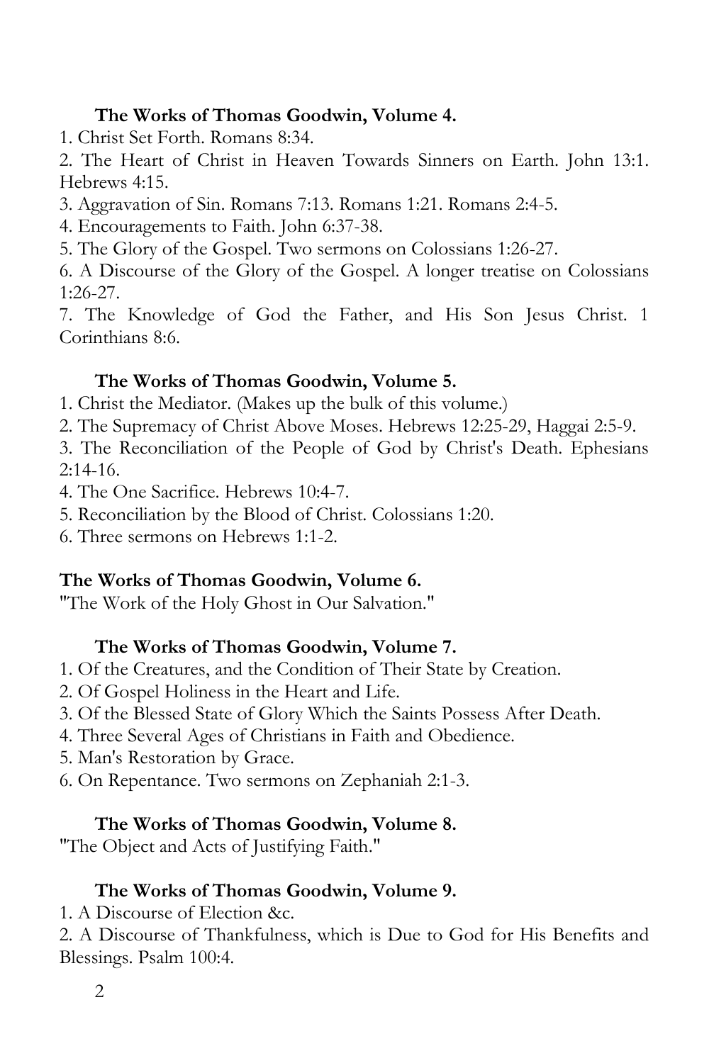**The Works of Thomas Goodwin, Volume 4.**

1. Christ Set Forth. Romans 8:34.
2. The Heart of Christ in Heaven Towards Sinners on Earth. John 13:1. Hebrews 4:15.
3. Aggravation of Sin. Romans 7:13. Romans 1:21. Romans 2:4-5.
4. Encouragements to Faith. John 6:37-38.
5. The Glory of the Gospel. Two sermons on Colossians 1:26-27.
6. A Discourse of the Glory of the Gospel. A longer treatise on Colossians 1:26-27.
7. The Knowledge of God the Father, and His Son Jesus Christ. 1 Corinthians 8:6.

**The Works of Thomas Goodwin, Volume 5.**

1. Christ the Mediator. (Makes up the bulk of this volume.)
2. The Supremacy of Christ Above Moses. Hebrews 12:25-29, Haggai 2:5-9.
3. The Reconciliation of the People of God by Christ's Death. Ephesians 2:14-16.
4. The One Sacrifice. Hebrews 10:4-7.
5. Reconciliation by the Blood of Christ. Colossians 1:20.
6. Three sermons on Hebrews 1:1-2.

**The Works of Thomas Goodwin, Volume 6.**

"The Work of the Holy Ghost in Our Salvation."

**The Works of Thomas Goodwin, Volume 7.**

1. Of the Creatures, and the Condition of Their State by Creation.
2. Of Gospel Holiness in the Heart and Life.
3. Of the Blessed State of Glory Which the Saints Possess After Death.
4. Three Several Ages of Christians in Faith and Obedience.
5. Man's Restoration by Grace.
6. On Repentance. Two sermons on Zephaniah 2:1-3.

**The Works of Thomas Goodwin, Volume 8.**

"The Object and Acts of Justifying Faith."

**The Works of Thomas Goodwin, Volume 9.**

1. A Discourse of Election &c.
2. A Discourse of Thankfulness, which is Due to God for His Benefits and Blessings. Psalm 100:4.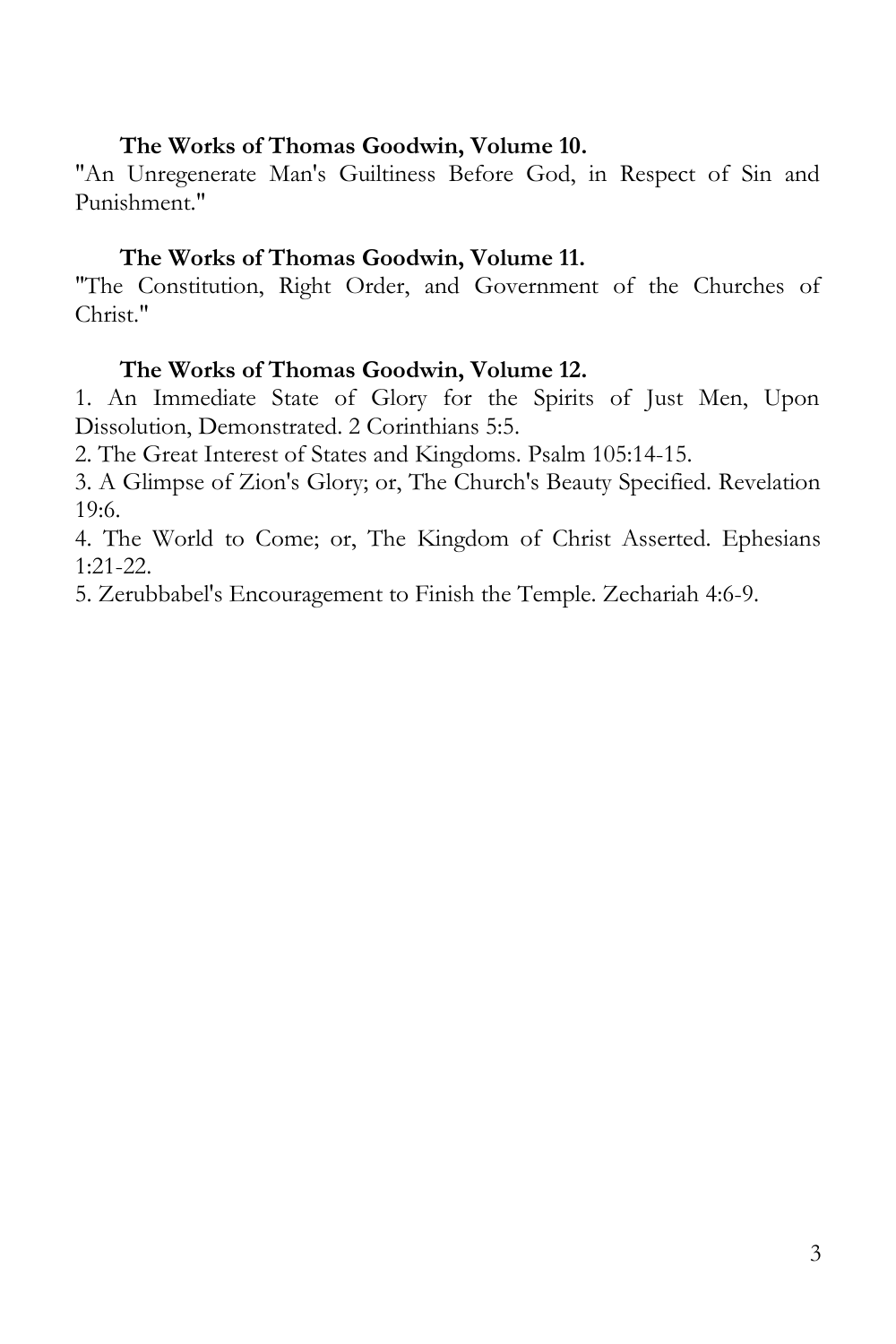**The Works of Thomas Goodwin, Volume 10.**

"An Unregenerate Man's Guiltiness Before God, in Respect of Sin and Punishment."

**The Works of Thomas Goodwin, Volume 11.**

"The Constitution, Right Order, and Government of the Churches of Christ."

**The Works of Thomas Goodwin, Volume 12.**

1. An Immediate State of Glory for the Spirits of Just Men, Upon Dissolution, Demonstrated. 2 Corinthians 5:5.
2. The Great Interest of States and Kingdoms. Psalm 105:14-15.
3. A Glimpse of Zion's Glory; or, The Church's Beauty Specified. Revelation 19:6.
4. The World to Come; or, The Kingdom of Christ Asserted. Ephesians 1:21-22.
5. Zerubbabel's Encouragement to Finish the Temple. Zechariah 4:6-9.